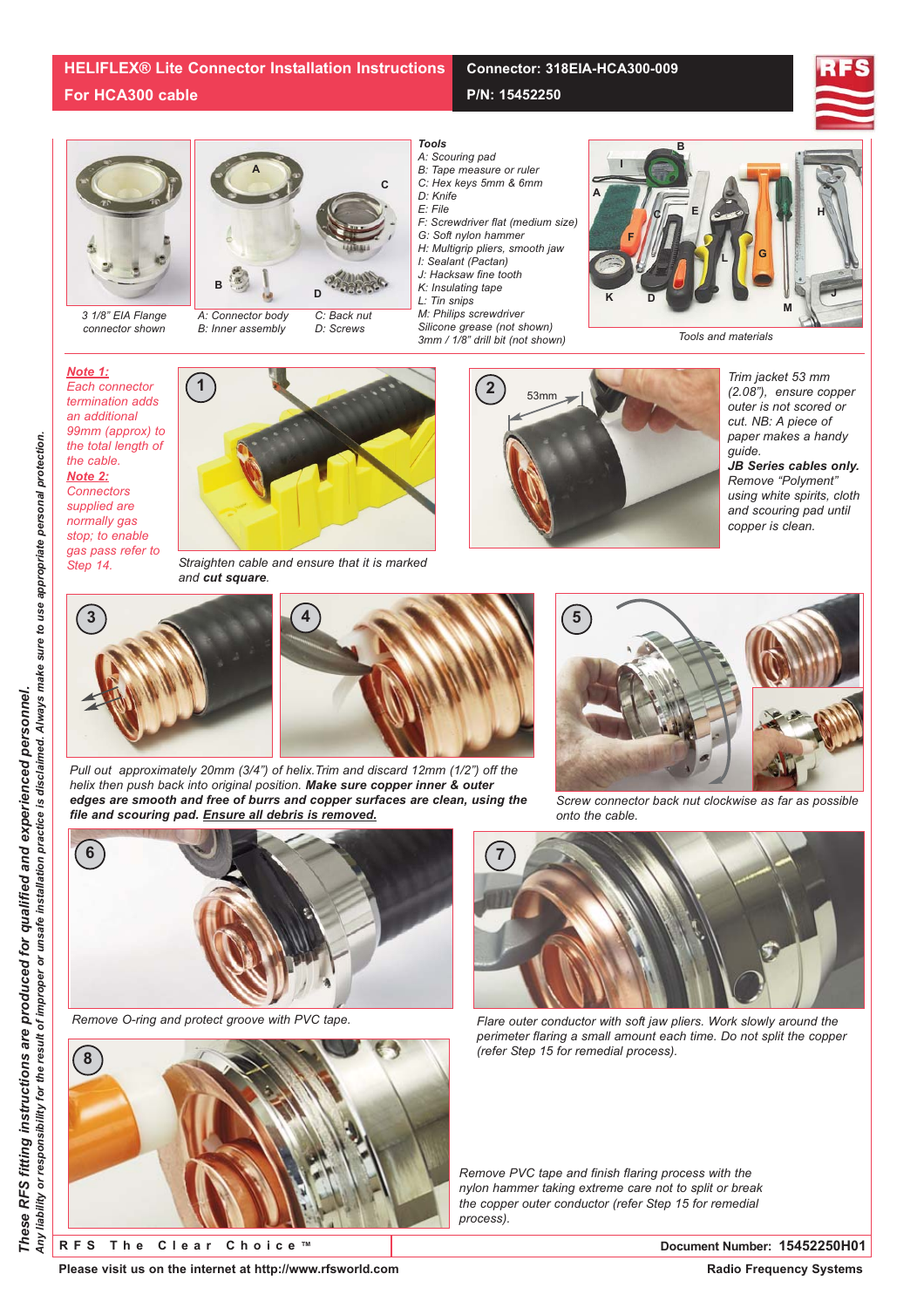# HELIFLEX® Lite Connector Installation Instructions For HCA300 cable

**Connector: 318EIA-HCA300-009**
**P/N: 15452250**

3 1/8" EIA Flange connector shown

A: Connector body
B: Inner assembly
C: Back nut
D: Screws

**Tools**
A: Scouring pad
B: Tape measure or ruler
C: Hex keys 5mm & 6mm
D: Knife
E: File
F: Screwdriver flat (medium size)
G: Soft nylon hammer
H: Multigrip pliers, smooth jaw
I: Sealant (Pactan)
J: Hacksaw fine tooth
K: Insulating tape
L: Tin snips
M: Philips screwdriver
Silicone grease (not shown)
3mm / 1/8" drill bit (not shown)

Tools and materials

***Note 1:***
*Each connector termination adds an additional 99mm (approx) to the total length of the cable.*

***Note 2:***
*Connectors supplied are normally gas stop; to enable gas pass refer to Step 14.*

**1** *Straighten cable and ensure that it is marked and **cut square**.*

**2** 53mm

*Trim jacket 53 mm (2.08"), ensure copper outer is not scored or cut. NB: A piece of paper makes a handy guide.*
***JB Series cables only.***
*Remove "Polyment" using white spirits, cloth and scouring pad until copper is clean.*

**3** **4** *Pull out approximately 20mm (3/4") of helix.Trim and discard 12mm (1/2") off the helix then push back into original position. **Make sure copper inner & outer edges are smooth and free of burrs and copper surfaces are clean, using the file and scouring pad.** <u>**Ensure all debris is removed.**</u>*

**5** *Screw connector back nut clockwise as far as possible onto the cable.*

**6** *Remove O-ring and protect groove with PVC tape.*

**7** *Flare outer conductor with soft jaw pliers. Work slowly around the perimeter flaring a small amount each time. Do not split the copper (refer Step 15 for remedial process).*

**8** *Remove PVC tape and finish flaring process with the nylon hammer taking extreme care not to split or break the copper outer conductor (refer Step 15 for remedial process).*

***These RFS fitting instructions are produced for qualified and experienced personnel.***
*Any liability or responsibility for the result of improper or unsafe installation practice is disclaimed. Always make sure to use appropriate personal protection.*

R F S The Clear Choice ™ — **Document Number: 15452250H01**

**Please visit us on the internet at http://www.rfsworld.com** — **Radio Frequency Systems**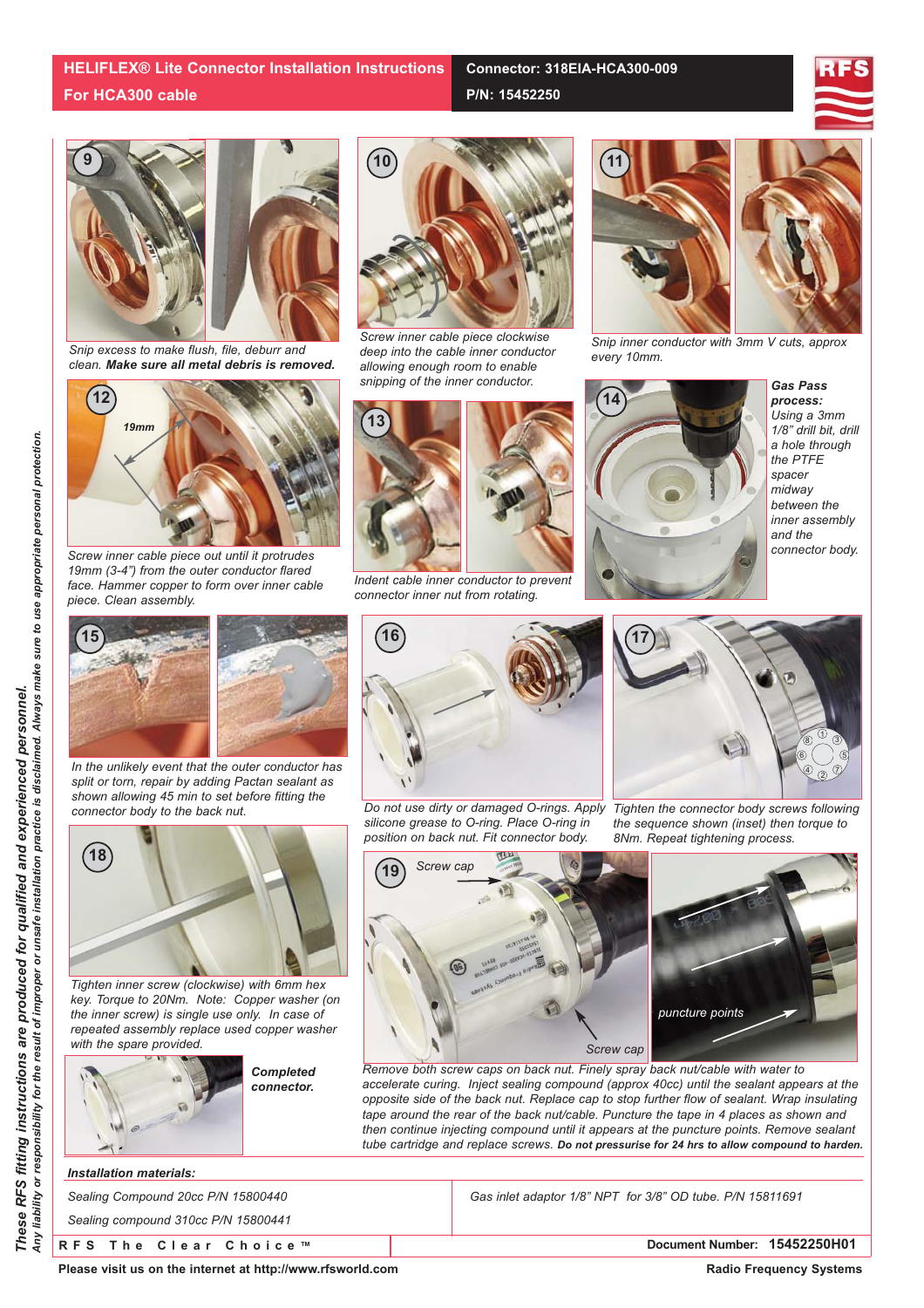# HELIFLEX® Lite Connector Installation Instructions For HCA300 cable

**Connector: 318EIA-HCA300-009**
**P/N: 15452250**

9 — Snip excess to make flush, file, deburr and clean. **Make sure all metal debris is removed.**

10 — Screw inner cable piece clockwise deep into the cable inner conductor allowing enough room to enable snipping of the inner conductor.

11 — Snip inner conductor with 3mm V cuts, approx every 10mm.

12 — 19mm

Screw inner cable piece out until it protrudes 19mm (3-4") from the outer conductor flared face. Hammer copper to form over inner cable piece. Clean assembly.

13 — Indent cable inner conductor to prevent connector inner nut from rotating.

14 — **Gas Pass process:** Using a 3mm 1/8" drill bit, drill a hole through the PTFE spacer midway between the inner assembly and the connector body.

15 — In the unlikely event that the outer conductor has split or torn, repair by adding Pactan sealant as shown allowing 45 min to set before fitting the connector body to the back nut.

16 — Do not use dirty or damaged O-rings. Apply silicone grease to O-ring. Place O-ring in position on back nut. Fit connector body.

17 — Tighten the connector body screws following the sequence shown (inset) then torque to 8Nm. Repeat tightening process.

18 — Tighten inner screw (clockwise) with 6mm hex key. Torque to 20Nm. Note: Copper washer (on the inner screw) is single use only. In case of repeated assembly replace used copper washer with the spare provided.

19 — Screw cap / Screw cap / puncture points

Remove both screw caps on back nut. Finely spray back nut/cable with water to accelerate curing. Inject sealing compound (approx 40cc) until the sealant appears at the opposite side of the back nut. Replace cap to stop further flow of sealant. Wrap insulating tape around the rear of the back nut/cable. Puncture the tape in 4 places as shown and then continue injecting compound until it appears at the puncture points. Remove sealant tube cartridge and replace screws. **Do not pressurise for 24 hrs to allow compound to harden.**

**Completed connector.**

***These RFS fitting instructions are produced for qualified and experienced personnel.***
*Any liability or responsibility for the result of improper or unsafe installation practice is disclaimed. Always make sure to use appropriate personal protection.*

***Installation materials:***

| | |
|---|---|
| Sealing Compound 20cc P/N 15800440 | Gas inlet adaptor 1/8" NPT for 3/8" OD tube. P/N 15811691 |
| Sealing compound 310cc P/N 15800441 | |

RFS The Clear Choice ™ — **Document Number: 15452250H01**

**Please visit us on the internet at http://www.rfsworld.com** — **Radio Frequency Systems**